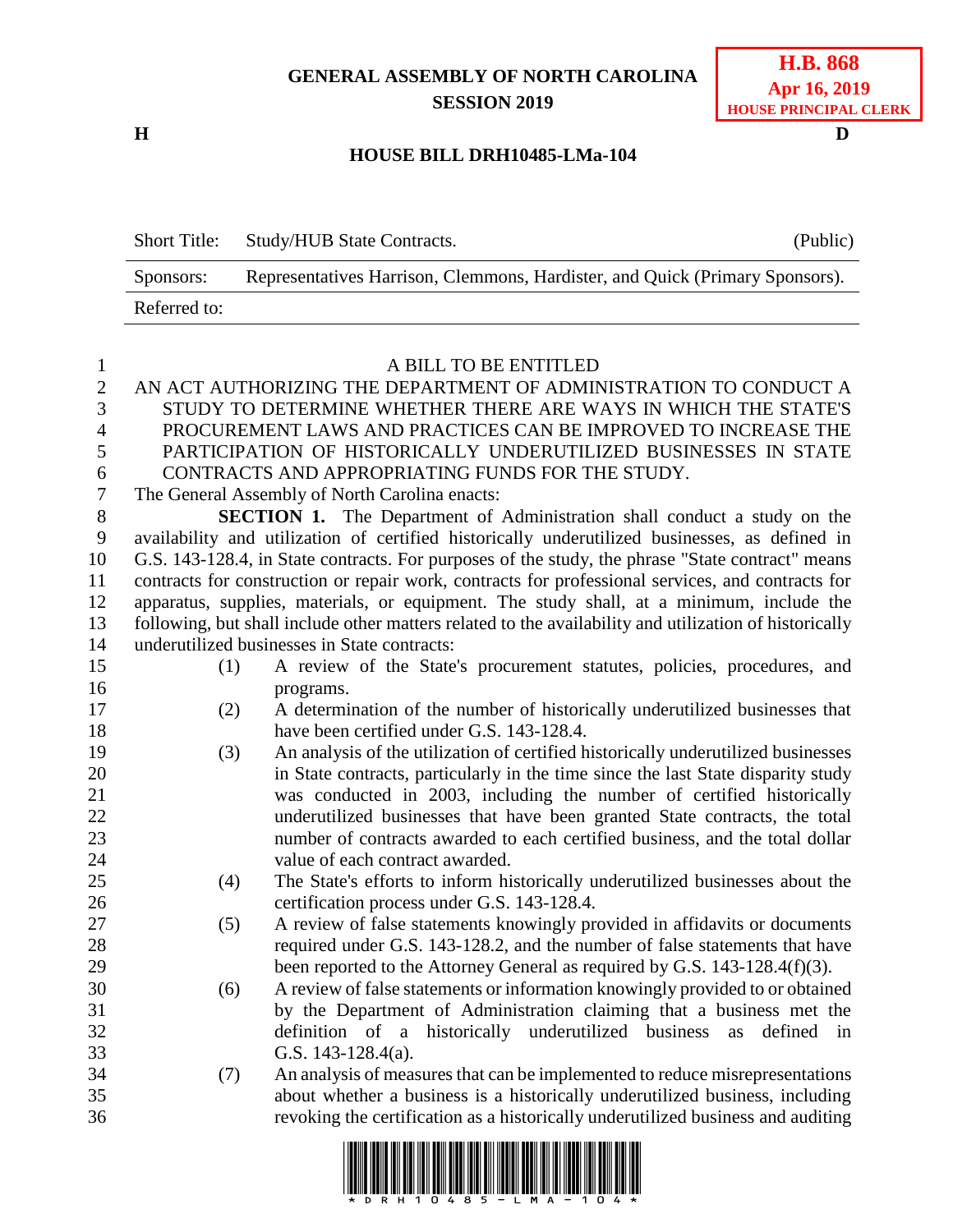GENERAL ASSEMBLY OF NORTH CAROLINA
SESSION 2019

**H.B. 868**
**Apr 16, 2019**
**HOUSE PRINCIPAL CLERK**

**H** **D**

# HOUSE BILL DRH10485-LMa-104

| Short Title: | Study/HUB State Contracts. | (Public) |
|---|---|---|
| Sponsors: | Representatives Harrison, Clemmons, Hardister, and Quick (Primary Sponsors). | |
| Referred to: | | |

A BILL TO BE ENTITLED

AN ACT AUTHORIZING THE DEPARTMENT OF ADMINISTRATION TO CONDUCT A STUDY TO DETERMINE WHETHER THERE ARE WAYS IN WHICH THE STATE'S PROCUREMENT LAWS AND PRACTICES CAN BE IMPROVED TO INCREASE THE PARTICIPATION OF HISTORICALLY UNDERUTILIZED BUSINESSES IN STATE CONTRACTS AND APPROPRIATING FUNDS FOR THE STUDY.

The General Assembly of North Carolina enacts:

**SECTION 1.** The Department of Administration shall conduct a study on the availability and utilization of certified historically underutilized businesses, as defined in G.S. 143-128.4, in State contracts. For purposes of the study, the phrase "State contract" means contracts for construction or repair work, contracts for professional services, and contracts for apparatus, supplies, materials, or equipment. The study shall, at a minimum, include the following, but shall include other matters related to the availability and utilization of historically underutilized businesses in State contracts:

(1) A review of the State's procurement statutes, policies, procedures, and programs.

(2) A determination of the number of historically underutilized businesses that have been certified under G.S. 143-128.4.

(3) An analysis of the utilization of certified historically underutilized businesses in State contracts, particularly in the time since the last State disparity study was conducted in 2003, including the number of certified historically underutilized businesses that have been granted State contracts, the total number of contracts awarded to each certified business, and the total dollar value of each contract awarded.

(4) The State's efforts to inform historically underutilized businesses about the certification process under G.S. 143-128.4.

(5) A review of false statements knowingly provided in affidavits or documents required under G.S. 143-128.2, and the number of false statements that have been reported to the Attorney General as required by G.S. 143-128.4(f)(3).

(6) A review of false statements or information knowingly provided to or obtained by the Department of Administration claiming that a business met the definition of a historically underutilized business as defined in G.S. 143-128.4(a).

(7) An analysis of measures that can be implemented to reduce misrepresentations about whether a business is a historically underutilized business, including revoking the certification as a historically underutilized business and auditing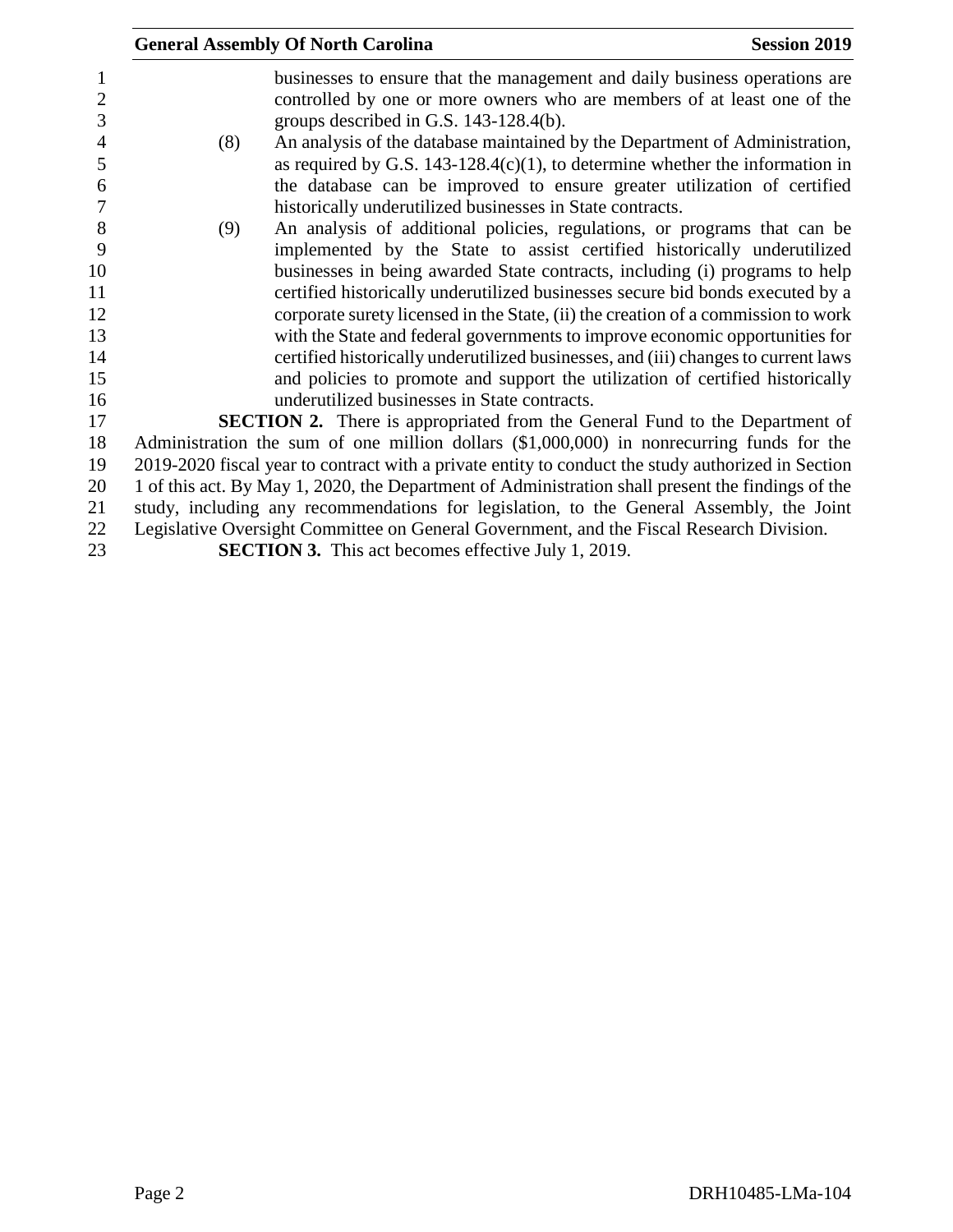businesses to ensure that the management and daily business operations are controlled by one or more owners who are members of at least one of the groups described in G.S. 143-128.4(b).

(8) An analysis of the database maintained by the Department of Administration, as required by G.S. 143-128.4(c)(1), to determine whether the information in the database can be improved to ensure greater utilization of certified historically underutilized businesses in State contracts.

(9) An analysis of additional policies, regulations, or programs that can be implemented by the State to assist certified historically underutilized businesses in being awarded State contracts, including (i) programs to help certified historically underutilized businesses secure bid bonds executed by a corporate surety licensed in the State, (ii) the creation of a commission to work with the State and federal governments to improve economic opportunities for certified historically underutilized businesses, and (iii) changes to current laws and policies to promote and support the utilization of certified historically underutilized businesses in State contracts.

**SECTION 2.** There is appropriated from the General Fund to the Department of Administration the sum of one million dollars ($1,000,000) in nonrecurring funds for the 2019-2020 fiscal year to contract with a private entity to conduct the study authorized in Section 1 of this act. By May 1, 2020, the Department of Administration shall present the findings of the study, including any recommendations for legislation, to the General Assembly, the Joint Legislative Oversight Committee on General Government, and the Fiscal Research Division.

**SECTION 3.** This act becomes effective July 1, 2019.